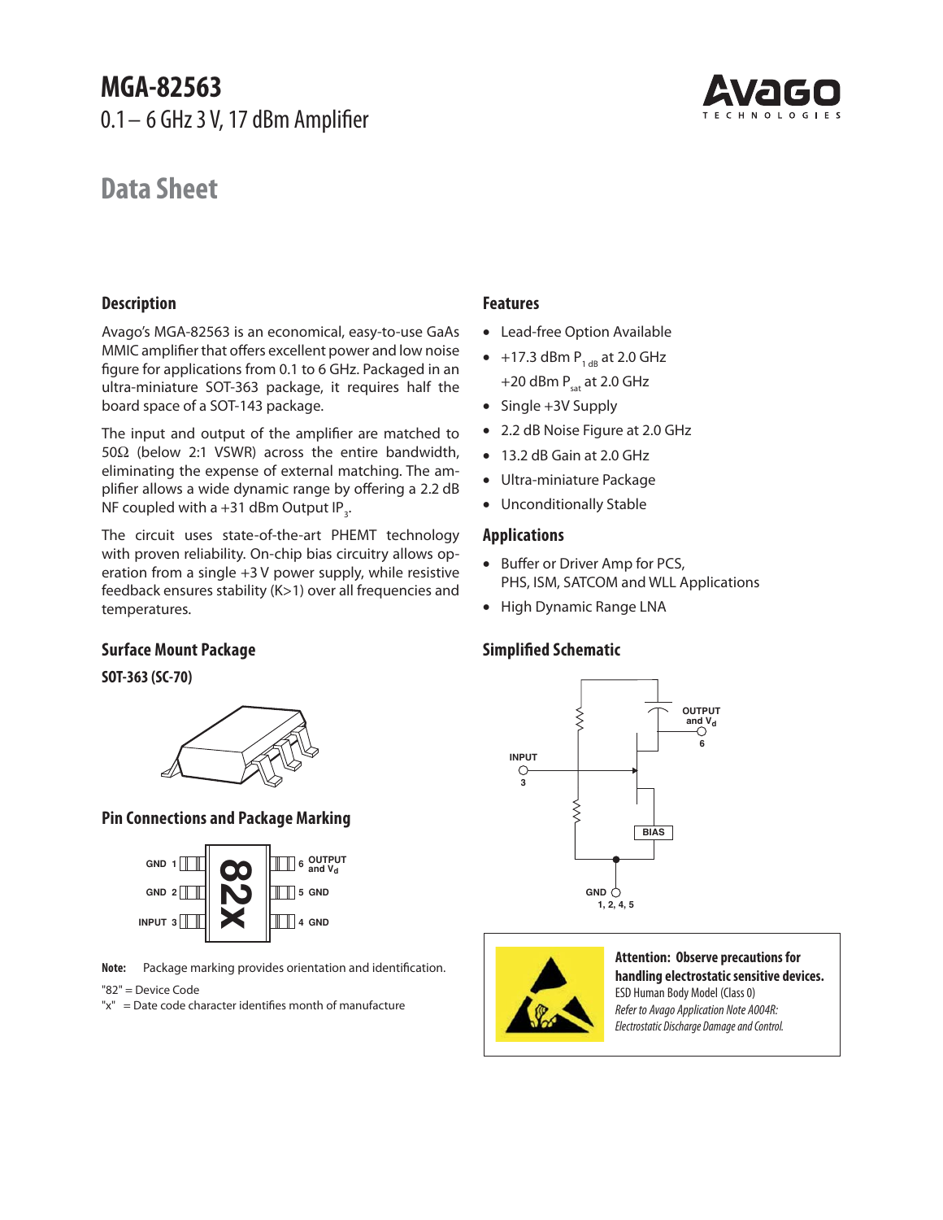# MGA-82563

0.1 – 6 GHz 3 V, 17 dBm Amplifier

## Data Sheet

### Description

Avago's MGA-82563 is an economical, easy-to-use GaAs MMIC amplifier that offers excellent power and low noise figure for applications from 0.1 to 6 GHz. Packaged in an ultra-miniature SOT-363 package, it requires half the board space of a SOT-143 package.

The input and output of the amplifier are matched to 50Ω (below 2:1 VSWR) across the entire bandwidth, eliminating the expense of external matching. The amplifier allows a wide dynamic range by offering a 2.2 dB NF coupled with a +31 dBm Output $IP_3$.

The circuit uses state-of-the-art PHEMT technology with proven reliability. On-chip bias circuitry allows operation from a single +3 V power supply, while resistive feedback ensures stability (K>1) over all frequencies and temperatures.

### Surface Mount Package

**SOT-363 (SC-70)**

### Pin Connections and Package Marking

| Pin | Function |
|---|---|
| 1 | GND |
| 2 | GND |
| 3 | INPUT |
| 4 | GND |
| 5 | GND |
| 6 | OUTPUT and $V_d$ |

Package marking: 82x

**Note:** Package marking provides orientation and identification.

"82" = Device Code

"x" = Date code character identifies month of manufacture

### Features

- Lead-free Option Available
- +17.3 dBm $P_{1\,dB}$ at 2.0 GHz
  +20 dBm $P_{sat}$ at 2.0 GHz
- Single +3V Supply
- 2.2 dB Noise Figure at 2.0 GHz
- 13.2 dB Gain at 2.0 GHz
- Ultra-miniature Package
- Unconditionally Stable

### Applications

- Buffer or Driver Amp for PCS, PHS, ISM, SATCOM and WLL Applications
- High Dynamic Range LNA

### Simplified Schematic

INPUT 3; OUTPUT and $V_d$ 6; BIAS; GND 1, 2, 4, 5

**Attention: Observe precautions for handling electrostatic sensitive devices.**

ESD Human Body Model (Class 0)

*Refer to Avago Application Note A004R: Electrostatic Discharge Damage and Control.*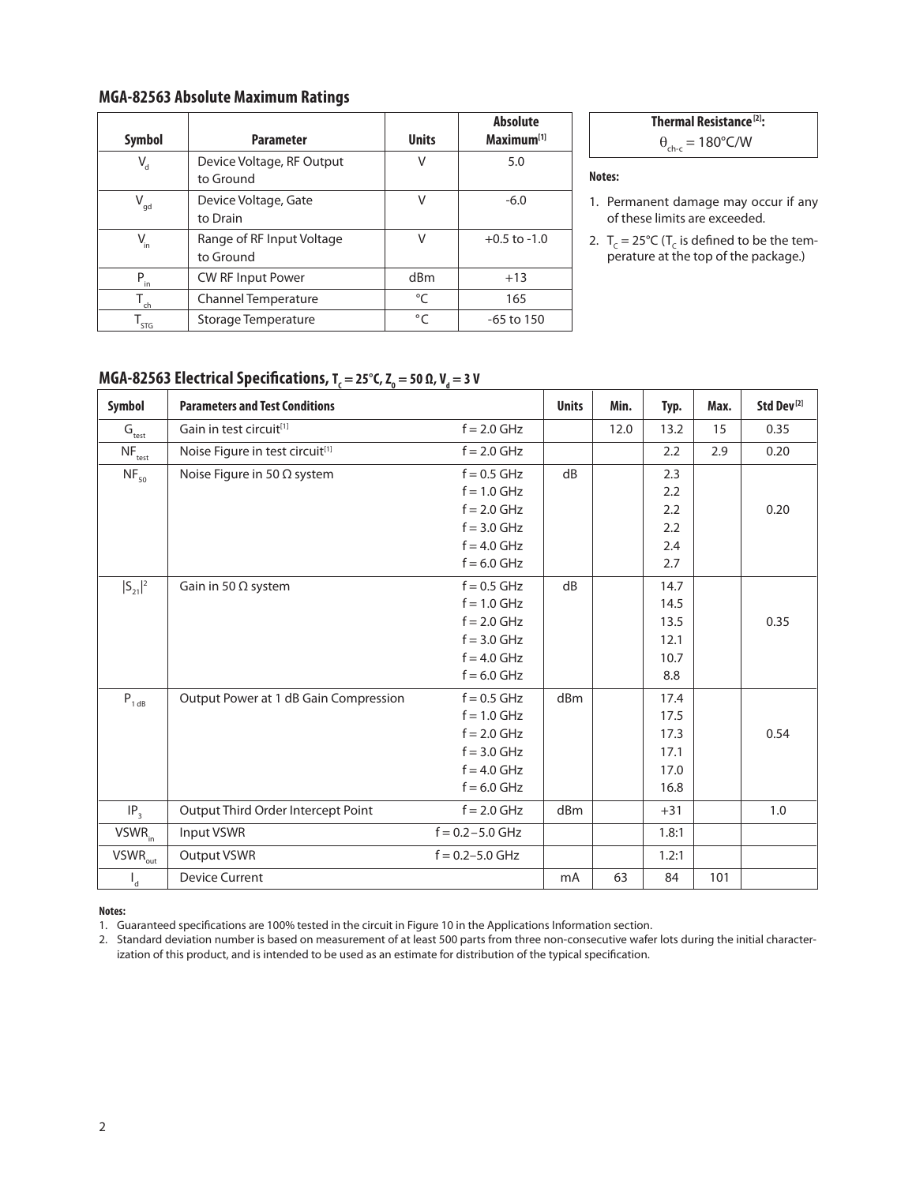## MGA-82563 Absolute Maximum Ratings

| Symbol | Parameter | Units | Absolute Maximum[1] |
|---|---|---|---|
| $V_d$ | Device Voltage, RF Output to Ground | V | 5.0 |
| $V_{gd}$ | Device Voltage, Gate to Drain | V | -6.0 |
| $V_{in}$ | Range of RF Input Voltage to Ground | V | +0.5 to -1.0 |
| $P_{in}$ | CW RF Input Power | dBm | +13 |
| $T_{ch}$ | Channel Temperature | °C | 165 |
| $T_{STG}$ | Storage Temperature | °C | -65 to 150 |

| Thermal Resistance[2]: |
|---|
| $\theta_{ch-c}$ = 180°C/W |

**Notes:**

1. Permanent damage may occur if any of these limits are exceeded.
2. $T_C$ = 25°C ($T_C$ is defined to be the temperature at the top of the package.)

## MGA-82563 Electrical Specifications, $T_c$ = 25°C, $Z_0$ = 50 Ω, $V_d$ = 3 V

| Symbol | Parameters and Test Conditions | | Units | Min. | Typ. | Max. | Std Dev[2] |
|---|---|---|---|---|---|---|---|
| $G_{test}$ | Gain in test circuit[1] | f = 2.0 GHz | | 12.0 | 13.2 | 15 | 0.35 |
| $NF_{test}$ | Noise Figure in test circuit[1] | f = 2.0 GHz | | | 2.2 | 2.9 | 0.20 |
| $NF_{50}$ | Noise Figure in 50 Ω system | f = 0.5 GHz | dB | | 2.3 | | |
| | | f = 1.0 GHz | | | 2.2 | | |
| | | f = 2.0 GHz | | | 2.2 | | 0.20 |
| | | f = 3.0 GHz | | | 2.2 | | |
| | | f = 4.0 GHz | | | 2.4 | | |
| | | f = 6.0 GHz | | | 2.7 | | |
| $\|S_{21}\|^2$ | Gain in 50 Ω system | f = 0.5 GHz | dB | | 14.7 | | |
| | | f = 1.0 GHz | | | 14.5 | | |
| | | f = 2.0 GHz | | | 13.5 | | 0.35 |
| | | f = 3.0 GHz | | | 12.1 | | |
| | | f = 4.0 GHz | | | 10.7 | | |
| | | f = 6.0 GHz | | | 8.8 | | |
| $P_{1 dB}$ | Output Power at 1 dB Gain Compression | f = 0.5 GHz | dBm | | 17.4 | | |
| | | f = 1.0 GHz | | | 17.5 | | |
| | | f = 2.0 GHz | | | 17.3 | | 0.54 |
| | | f = 3.0 GHz | | | 17.1 | | |
| | | f = 4.0 GHz | | | 17.0 | | |
| | | f = 6.0 GHz | | | 16.8 | | |
| $IP_3$ | Output Third Order Intercept Point | f = 2.0 GHz | dBm | | +31 | | 1.0 |
| $VSWR_{in}$ | Input VSWR | f = 0.2 – 5.0 GHz | | | 1.8:1 | | |
| $VSWR_{out}$ | Output VSWR | f = 0.2–5.0 GHz | | | 1.2:1 | | |
| $I_d$ | Device Current | | mA | 63 | 84 | 101 | |

**Notes:**

1. Guaranteed specifications are 100% tested in the circuit in Figure 10 in the Applications Information section.
2. Standard deviation number is based on measurement of at least 500 parts from three non-consecutive wafer lots during the initial characterization of this product, and is intended to be used as an estimate for distribution of the typical specification.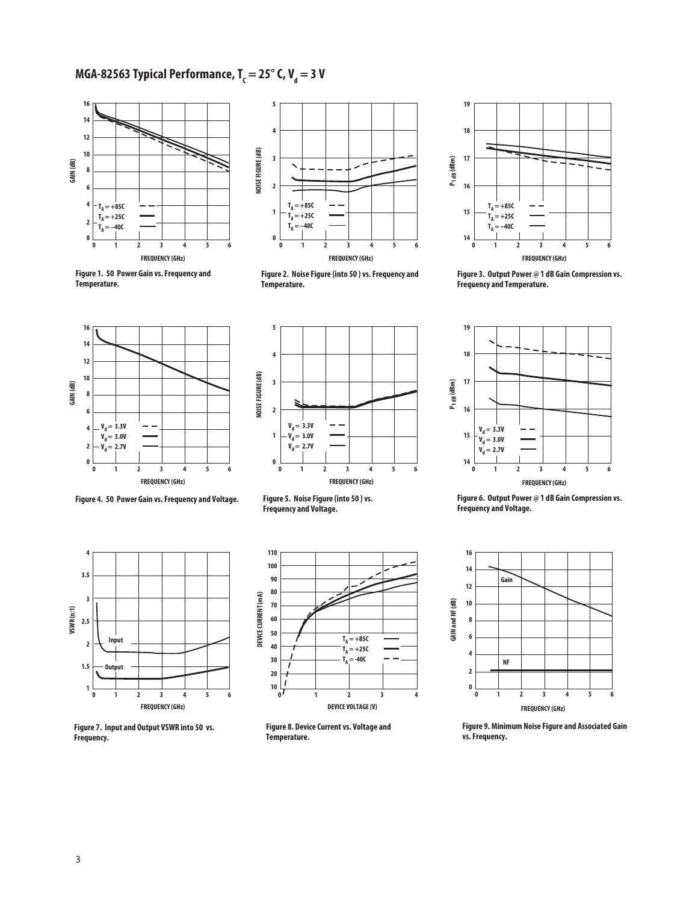## MGA-82563 Typical Performance, $T_C = 25°$ C, $V_d = 3$ V

Figure 1. 50 Power Gain vs. Frequency and Temperature.

Figure 2. Noise Figure (into 50 ) vs. Frequency and Temperature.

Figure 3. Output Power @ 1 dB Gain Compression vs. Frequency and Temperature.

Figure 4. 50 Power Gain vs. Frequency and Voltage.

Figure 5. Noise Figure (into 50 ) vs. Frequency and Voltage.

Figure 6. Output Power @ 1 dB Gain Compression vs. Frequency and Voltage.

Figure 7. Input and Output VSWR into 50 vs. Frequency.

Figure 8. Device Current vs. Voltage and Temperature.

Figure 9. Minimum Noise Figure and Associated Gain vs. Frequency.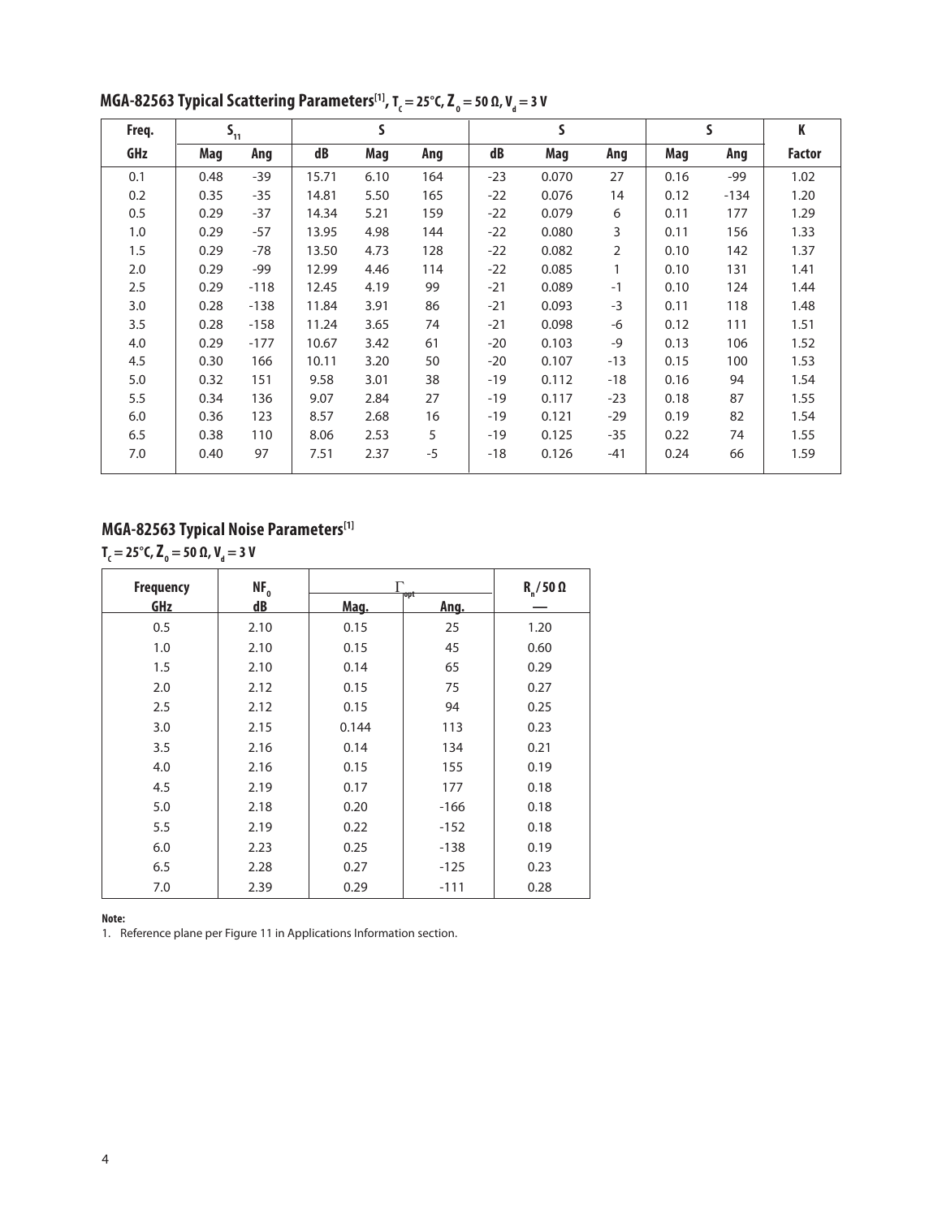## MGA-82563 Typical Scattering Parameters[1], $T_c = 25°C$, $Z_0 = 50\ \Omega$, $V_d = 3\ V$

| Freq. | $S_{11}$ | | S | | | S | | | S | | K |
|---|---|---|---|---|---|---|---|---|---|---|---|
| GHz | Mag | Ang | dB | Mag | Ang | dB | Mag | Ang | Mag | Ang | Factor |
| 0.1 | 0.48 | -39 | 15.71 | 6.10 | 164 | -23 | 0.070 | 27 | 0.16 | -99 | 1.02 |
| 0.2 | 0.35 | -35 | 14.81 | 5.50 | 165 | -22 | 0.076 | 14 | 0.12 | -134 | 1.20 |
| 0.5 | 0.29 | -37 | 14.34 | 5.21 | 159 | -22 | 0.079 | 6 | 0.11 | 177 | 1.29 |
| 1.0 | 0.29 | -57 | 13.95 | 4.98 | 144 | -22 | 0.080 | 3 | 0.11 | 156 | 1.33 |
| 1.5 | 0.29 | -78 | 13.50 | 4.73 | 128 | -22 | 0.082 | 2 | 0.10 | 142 | 1.37 |
| 2.0 | 0.29 | -99 | 12.99 | 4.46 | 114 | -22 | 0.085 | 1 | 0.10 | 131 | 1.41 |
| 2.5 | 0.29 | -118 | 12.45 | 4.19 | 99 | -21 | 0.089 | -1 | 0.10 | 124 | 1.44 |
| 3.0 | 0.28 | -138 | 11.84 | 3.91 | 86 | -21 | 0.093 | -3 | 0.11 | 118 | 1.48 |
| 3.5 | 0.28 | -158 | 11.24 | 3.65 | 74 | -21 | 0.098 | -6 | 0.12 | 111 | 1.51 |
| 4.0 | 0.29 | -177 | 10.67 | 3.42 | 61 | -20 | 0.103 | -9 | 0.13 | 106 | 1.52 |
| 4.5 | 0.30 | 166 | 10.11 | 3.20 | 50 | -20 | 0.107 | -13 | 0.15 | 100 | 1.53 |
| 5.0 | 0.32 | 151 | 9.58 | 3.01 | 38 | -19 | 0.112 | -18 | 0.16 | 94 | 1.54 |
| 5.5 | 0.34 | 136 | 9.07 | 2.84 | 27 | -19 | 0.117 | -23 | 0.18 | 87 | 1.55 |
| 6.0 | 0.36 | 123 | 8.57 | 2.68 | 16 | -19 | 0.121 | -29 | 0.19 | 82 | 1.54 |
| 6.5 | 0.38 | 110 | 8.06 | 2.53 | 5 | -19 | 0.125 | -35 | 0.22 | 74 | 1.55 |
| 7.0 | 0.40 | 97 | 7.51 | 2.37 | -5 | -18 | 0.126 | -41 | 0.24 | 66 | 1.59 |

## MGA-82563 Typical Noise Parameters[1]

$T_c = 25°C$, $Z_0 = 50\ \Omega$, $V_d = 3\ V$

| Frequency | $NF_0$ | $\Gamma_{opt}$ | | $R_n / 50\ \Omega$ |
|---|---|---|---|---|
| GHz | dB | Mag. | Ang. | — |
| 0.5 | 2.10 | 0.15 | 25 | 1.20 |
| 1.0 | 2.10 | 0.15 | 45 | 0.60 |
| 1.5 | 2.10 | 0.14 | 65 | 0.29 |
| 2.0 | 2.12 | 0.15 | 75 | 0.27 |
| 2.5 | 2.12 | 0.15 | 94 | 0.25 |
| 3.0 | 2.15 | 0.144 | 113 | 0.23 |
| 3.5 | 2.16 | 0.14 | 134 | 0.21 |
| 4.0 | 2.16 | 0.15 | 155 | 0.19 |
| 4.5 | 2.19 | 0.17 | 177 | 0.18 |
| 5.0 | 2.18 | 0.20 | -166 | 0.18 |
| 5.5 | 2.19 | 0.22 | -152 | 0.18 |
| 6.0 | 2.23 | 0.25 | -138 | 0.19 |
| 6.5 | 2.28 | 0.27 | -125 | 0.23 |
| 7.0 | 2.39 | 0.29 | -111 | 0.28 |

**Note:**

1. Reference plane per Figure 11 in Applications Information section.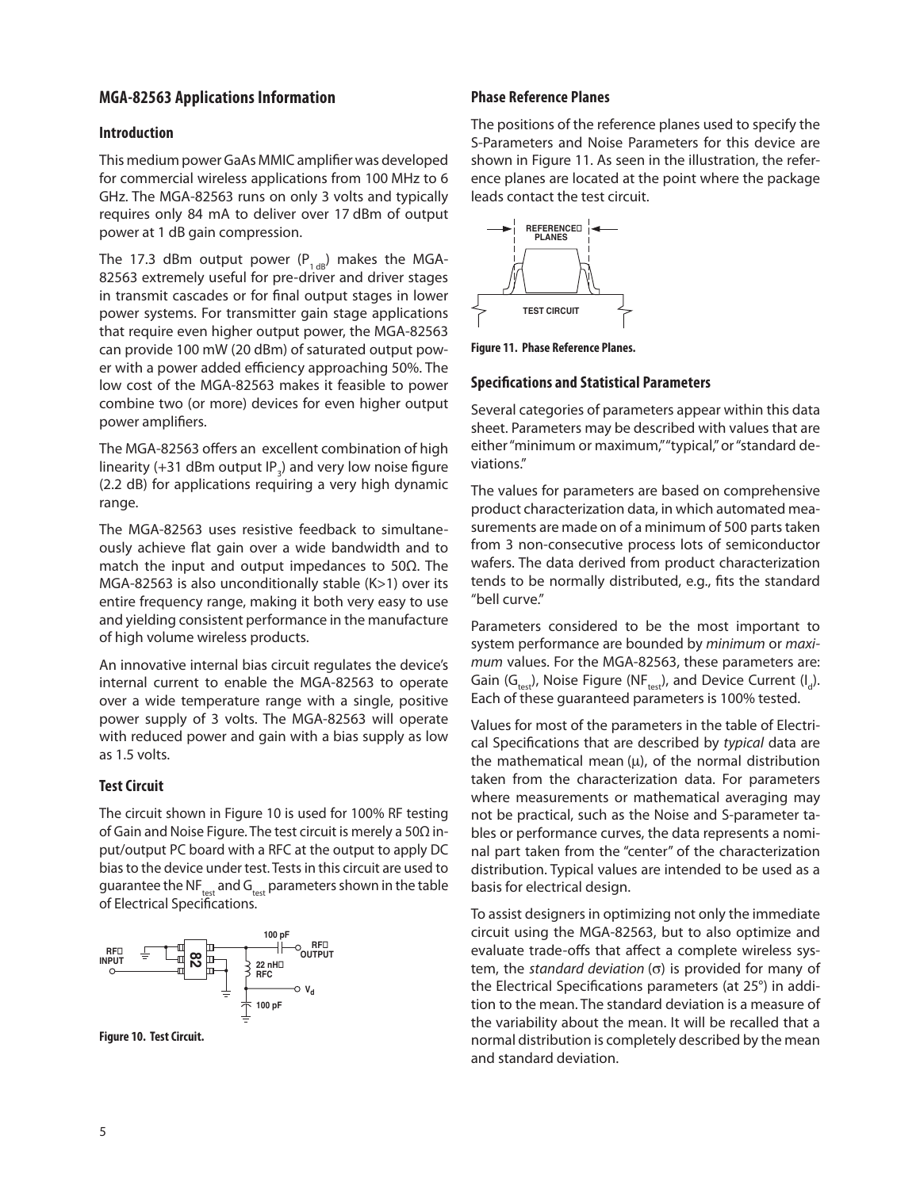## MGA-82563 Applications Information

### Introduction

This medium power GaAs MMIC amplifier was developed for commercial wireless applications from 100 MHz to 6 GHz. The MGA-82563 runs on only 3 volts and typically requires only 84 mA to deliver over 17 dBm of output power at 1 dB gain compression.

The 17.3 dBm output power ($P_{1\,dB}$) makes the MGA-82563 extremely useful for pre-driver and driver stages in transmit cascades or for final output stages in lower power systems. For transmitter gain stage applications that require even higher output power, the MGA-82563 can provide 100 mW (20 dBm) of saturated output power with a power added efficiency approaching 50%. The low cost of the MGA-82563 makes it feasible to power combine two (or more) devices for even higher output power amplifiers.

The MGA-82563 offers an excellent combination of high linearity (+31 dBm output $IP_3$) and very low noise figure (2.2 dB) for applications requiring a very high dynamic range.

The MGA-82563 uses resistive feedback to simultaneously achieve flat gain over a wide bandwidth and to match the input and output impedances to 50Ω. The MGA-82563 is also unconditionally stable (K>1) over its entire frequency range, making it both very easy to use and yielding consistent performance in the manufacture of high volume wireless products.

An innovative internal bias circuit regulates the device's internal current to enable the MGA-82563 to operate over a wide temperature range with a single, positive power supply of 3 volts. The MGA-82563 will operate with reduced power and gain with a bias supply as low as 1.5 volts.

### Test Circuit

The circuit shown in Figure 10 is used for 100% RF testing of Gain and Noise Figure. The test circuit is merely a 50Ω input/output PC board with a RFC at the output to apply DC bias to the device under test. Tests in this circuit are used to guarantee the $NF_{test}$ and $G_{test}$ parameters shown in the table of Electrical Specifications.

Figure 10. Test Circuit.

### Phase Reference Planes

The positions of the reference planes used to specify the S-Parameters and Noise Parameters for this device are shown in Figure 11. As seen in the illustration, the reference planes are located at the point where the package leads contact the test circuit.

Figure 11. Phase Reference Planes.

### Specifications and Statistical Parameters

Several categories of parameters appear within this data sheet. Parameters may be described with values that are either "minimum or maximum," "typical," or "standard deviations."

The values for parameters are based on comprehensive product characterization data, in which automated measurements are made on of a minimum of 500 parts taken from 3 non-consecutive process lots of semiconductor wafers. The data derived from product characterization tends to be normally distributed, e.g., fits the standard "bell curve."

Parameters considered to be the most important to system performance are bounded by *minimum* or *maximum* values. For the MGA-82563, these parameters are: Gain ($G_{test}$), Noise Figure ($NF_{test}$), and Device Current ($I_d$). Each of these guaranteed parameters is 100% tested.

Values for most of the parameters in the table of Electrical Specifications that are described by *typical* data are the mathematical mean (μ), of the normal distribution taken from the characterization data. For parameters where measurements or mathematical averaging may not be practical, such as the Noise and S-parameter tables or performance curves, the data represents a nominal part taken from the "center" of the characterization distribution. Typical values are intended to be used as a basis for electrical design.

To assist designers in optimizing not only the immediate circuit using the MGA-82563, but to also optimize and evaluate trade-offs that affect a complete wireless system, the *standard deviation* (σ) is provided for many of the Electrical Specifications parameters (at 25°) in addition to the mean. The standard deviation is a measure of the variability about the mean. It will be recalled that a normal distribution is completely described by the mean and standard deviation.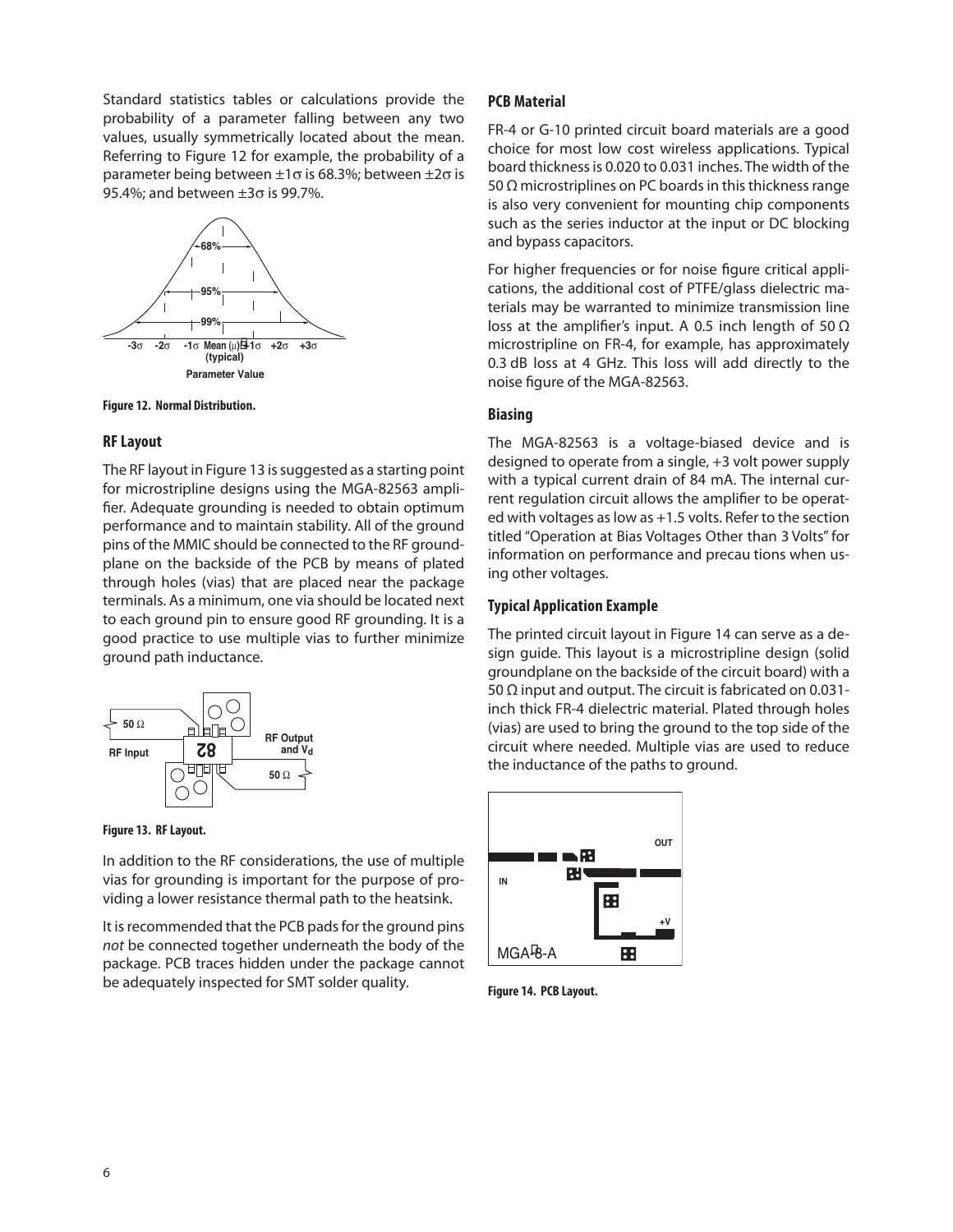Standard statistics tables or calculations provide the probability of a parameter falling between any two values, usually symmetrically located about the mean. Referring to Figure 12 for example, the probability of a parameter being between ±1σ is 68.3%; between ±2σ is 95.4%; and between ±3σ is 99.7%.

**Figure 12. Normal Distribution.**

## RF Layout

The RF layout in Figure 13 is suggested as a starting point for microstripline designs using the MGA-82563 amplifier. Adequate grounding is needed to obtain optimum performance and to maintain stability. All of the ground pins of the MMIC should be connected to the RF groundplane on the backside of the PCB by means of plated through holes (vias) that are placed near the package terminals. As a minimum, one via should be located next to each ground pin to ensure good RF grounding. It is a good practice to use multiple vias to further minimize ground path inductance.

**Figure 13. RF Layout.**

In addition to the RF considerations, the use of multiple vias for grounding is important for the purpose of providing a lower resistance thermal path to the heatsink.

It is recommended that the PCB pads for the ground pins *not* be connected together underneath the body of the package. PCB traces hidden under the package cannot be adequately inspected for SMT solder quality.

## PCB Material

FR-4 or G-10 printed circuit board materials are a good choice for most low cost wireless applications. Typical board thickness is 0.020 to 0.031 inches. The width of the 50 Ω microstriplines on PC boards in this thickness range is also very convenient for mounting chip components such as the series inductor at the input or DC blocking and bypass capacitors.

For higher frequencies or for noise figure critical applications, the additional cost of PTFE/glass dielectric materials may be warranted to minimize transmission line loss at the amplifier's input. A 0.5 inch length of 50 Ω microstripline on FR-4, for example, has approximately 0.3 dB loss at 4 GHz. This loss will add directly to the noise figure of the MGA-82563.

## Biasing

The MGA-82563 is a voltage-biased device and is designed to operate from a single, +3 volt power supply with a typical current drain of 84 mA. The internal current regulation circuit allows the amplifier to be operated with voltages as low as +1.5 volts. Refer to the section titled "Operation at Bias Voltages Other than 3 Volts" for information on performance and precau tions when using other voltages.

## Typical Application Example

The printed circuit layout in Figure 14 can serve as a design guide. This layout is a microstripline design (solid groundplane on the backside of the circuit board) with a 50 Ω input and output. The circuit is fabricated on 0.031-inch thick FR-4 dielectric material. Plated through holes (vias) are used to bring the ground to the top side of the circuit where needed. Multiple vias are used to reduce the inductance of the paths to ground.

**Figure 14. PCB Layout.**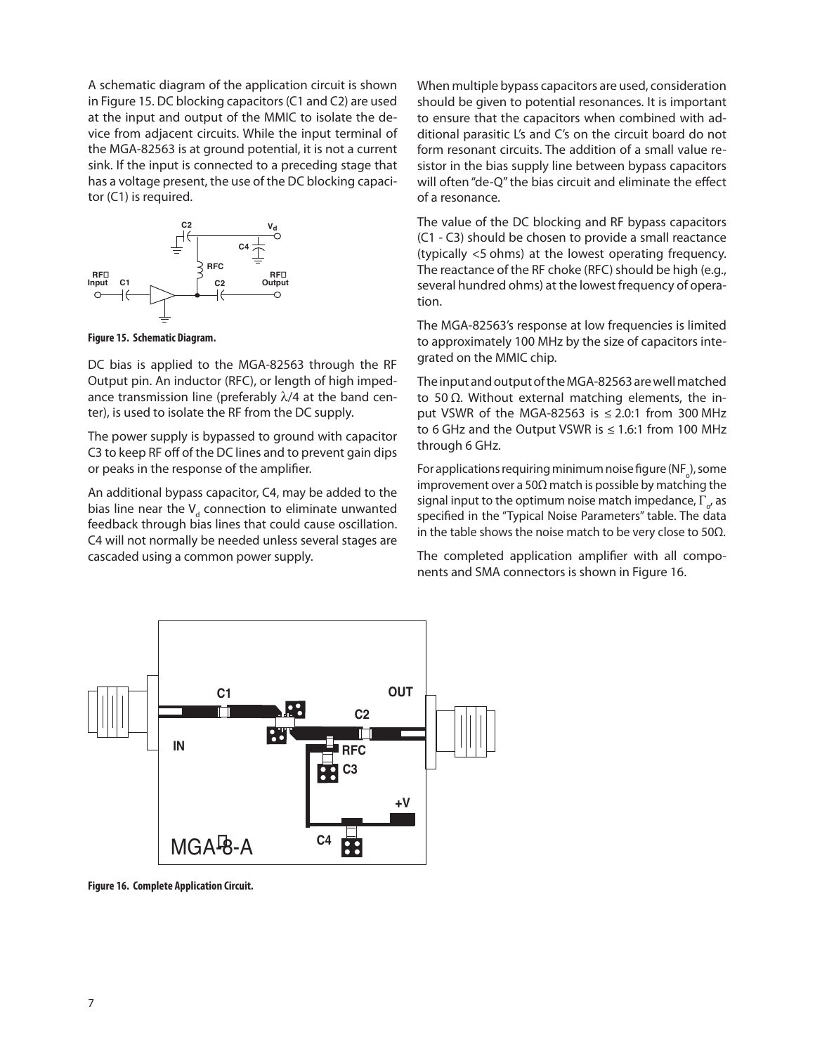A schematic diagram of the application circuit is shown in Figure 15. DC blocking capacitors (C1 and C2) are used at the input and output of the MMIC to isolate the device from adjacent circuits. While the input terminal of the MGA-82563 is at ground potential, it is not a current sink. If the input is connected to a preceding stage that has a voltage present, the use of the DC blocking capacitor (C1) is required.

**Figure 15. Schematic Diagram.**

DC bias is applied to the MGA-82563 through the RF Output pin. An inductor (RFC), or length of high impedance transmission line (preferably $\lambda/4$ at the band center), is used to isolate the RF from the DC supply.

The power supply is bypassed to ground with capacitor C3 to keep RF off of the DC lines and to prevent gain dips or peaks in the response of the amplifier.

An additional bypass capacitor, C4, may be added to the bias line near the $V_d$ connection to eliminate unwanted feedback through bias lines that could cause oscillation. C4 will not normally be needed unless several stages are cascaded using a common power supply.

When multiple bypass capacitors are used, consideration should be given to potential resonances. It is important to ensure that the capacitors when combined with additional parasitic L's and C's on the circuit board do not form resonant circuits. The addition of a small value resistor in the bias supply line between bypass capacitors will often "de-Q" the bias circuit and eliminate the effect of a resonance.

The value of the DC blocking and RF bypass capacitors (C1 - C3) should be chosen to provide a small reactance (typically <5 ohms) at the lowest operating frequency. The reactance of the RF choke (RFC) should be high (e.g., several hundred ohms) at the lowest frequency of operation.

The MGA-82563's response at low frequencies is limited to approximately 100 MHz by the size of capacitors integrated on the MMIC chip.

The input and output of the MGA-82563 are well matched to 50 Ω. Without external matching elements, the input VSWR of the MGA-82563 is ≤ 2.0:1 from 300 MHz to 6 GHz and the Output VSWR is ≤ 1.6:1 from 100 MHz through 6 GHz.

For applications requiring minimum noise figure ($NF_o$), some improvement over a 50Ω match is possible by matching the signal input to the optimum noise match impedance, $\Gamma_o$, as specified in the "Typical Noise Parameters" table. The data in the table shows the noise match to be very close to 50Ω.

The completed application amplifier with all components and SMA connectors is shown in Figure 16.

**Figure 16. Complete Application Circuit.**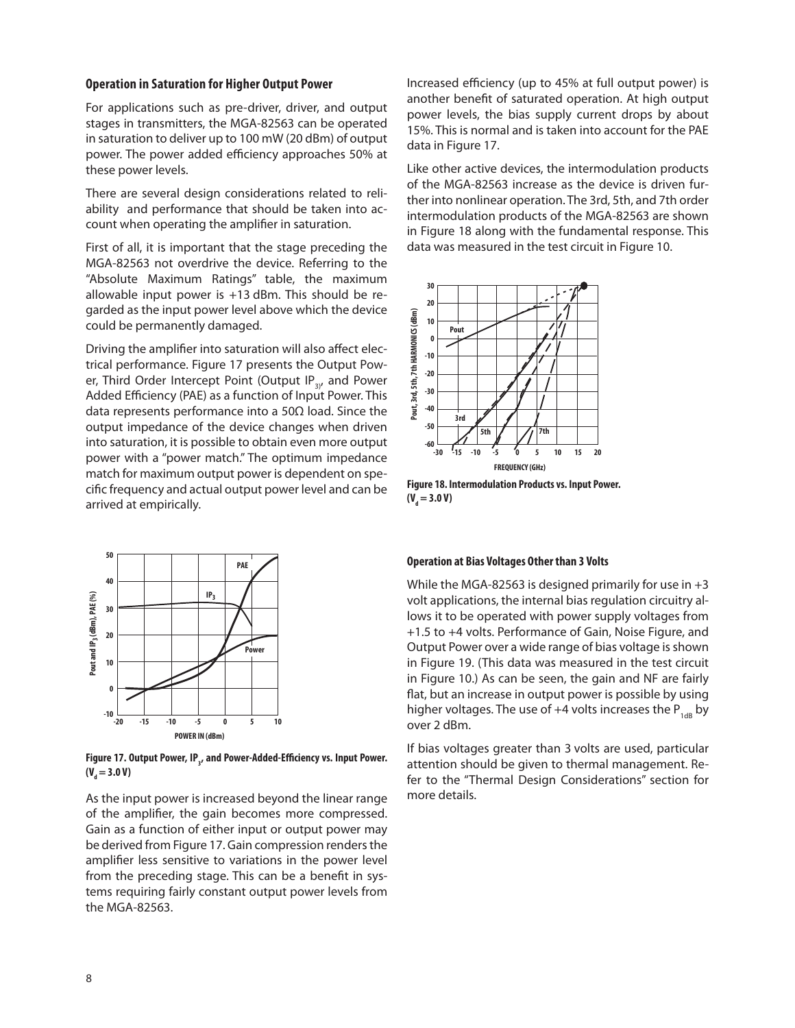### Operation in Saturation for Higher Output Power

For applications such as pre-driver, driver, and output stages in transmitters, the MGA-82563 can be operated in saturation to deliver up to 100 mW (20 dBm) of output power. The power added efficiency approaches 50% at these power levels.

There are several design considerations related to reliability and performance that should be taken into account when operating the amplifier in saturation.

First of all, it is important that the stage preceding the MGA-82563 not overdrive the device. Referring to the "Absolute Maximum Ratings" table, the maximum allowable input power is +13 dBm. This should be regarded as the input power level above which the device could be permanently damaged.

Driving the amplifier into saturation will also affect electrical performance. Figure 17 presents the Output Power, Third Order Intercept Point (Output $IP_3$), and Power Added Efficiency (PAE) as a function of Input Power. This data represents performance into a 50Ω load. Since the output impedance of the device changes when driven into saturation, it is possible to obtain even more output power with a "power match." The optimum impedance match for maximum output power is dependent on specific frequency and actual output power level and can be arrived at empirically.

Figure 17. Output Power, $IP_3$, and Power-Added-Efficiency vs. Input Power. ($V_d$ = 3.0 V)

As the input power is increased beyond the linear range of the amplifier, the gain becomes more compressed. Gain as a function of either input or output power may be derived from Figure 17. Gain compression renders the amplifier less sensitive to variations in the power level from the preceding stage. This can be a benefit in systems requiring fairly constant output power levels from the MGA-82563.

Increased efficiency (up to 45% at full output power) is another benefit of saturated operation. At high output power levels, the bias supply current drops by about 15%. This is normal and is taken into account for the PAE data in Figure 17.

Like other active devices, the intermodulation products of the MGA-82563 increase as the device is driven further into nonlinear operation. The 3rd, 5th, and 7th order intermodulation products of the MGA-82563 are shown in Figure 18 along with the fundamental response. This data was measured in the test circuit in Figure 10.

Figure 18. Intermodulation Products vs. Input Power. ($V_d$ = 3.0 V)

### Operation at Bias Voltages Other than 3 Volts

While the MGA-82563 is designed primarily for use in +3 volt applications, the internal bias regulation circuitry allows it to be operated with power supply voltages from +1.5 to +4 volts. Performance of Gain, Noise Figure, and Output Power over a wide range of bias voltage is shown in Figure 19. (This data was measured in the test circuit in Figure 10.) As can be seen, the gain and NF are fairly flat, but an increase in output power is possible by using higher voltages. The use of +4 volts increases the $P_{1dB}$ by over 2 dBm.

If bias voltages greater than 3 volts are used, particular attention should be given to thermal management. Refer to the "Thermal Design Considerations" section for more details.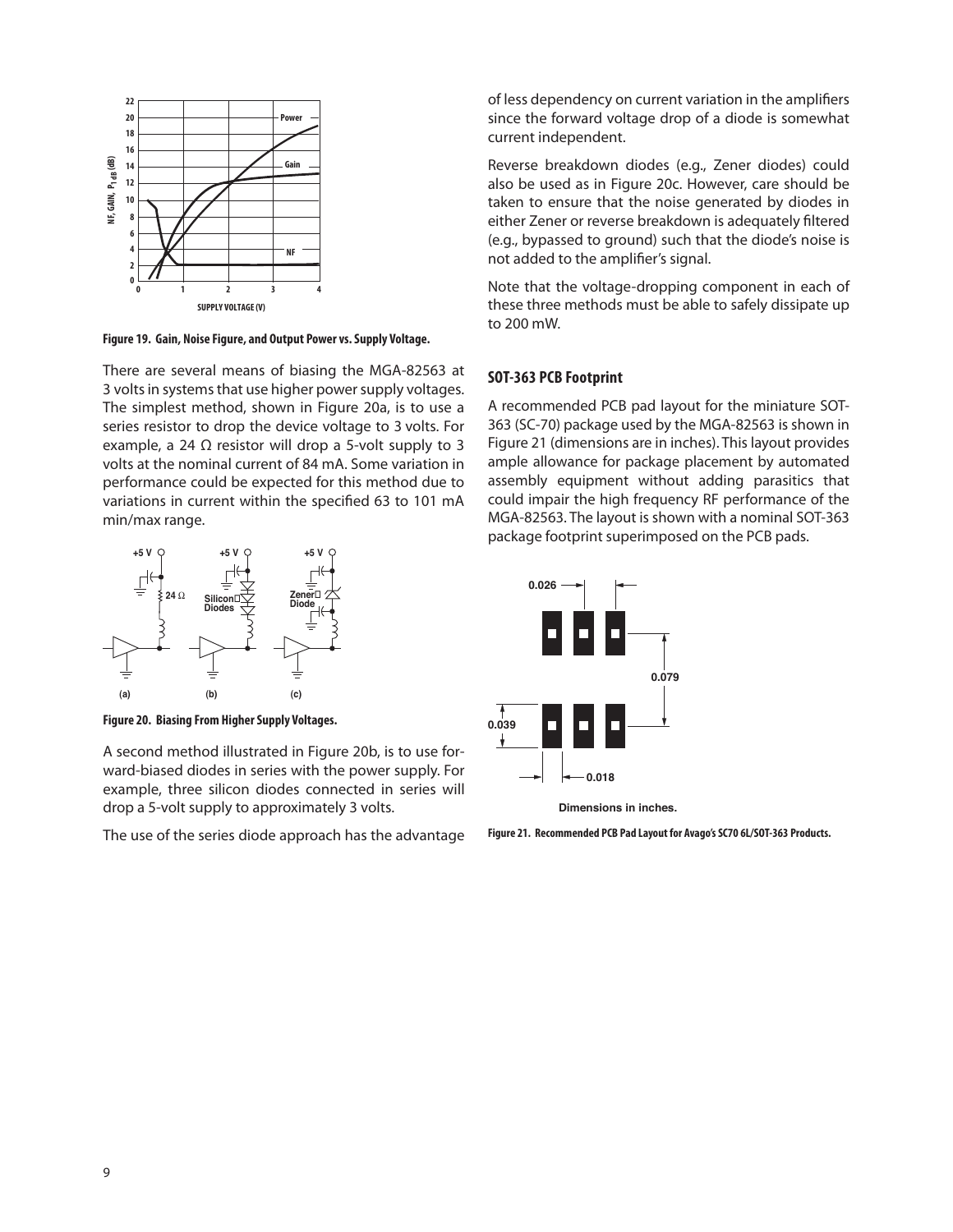Figure 19. Gain, Noise Figure, and Output Power vs. Supply Voltage.

There are several means of biasing the MGA-82563 at 3 volts in systems that use higher power supply voltages. The simplest method, shown in Figure 20a, is to use a series resistor to drop the device voltage to 3 volts. For example, a 24 Ω resistor will drop a 5-volt supply to 3 volts at the nominal current of 84 mA. Some variation in performance could be expected for this method due to variations in current within the specified 63 to 101 mA min/max range.

Figure 20. Biasing From Higher Supply Voltages.

A second method illustrated in Figure 20b, is to use forward-biased diodes in series with the power supply. For example, three silicon diodes connected in series will drop a 5-volt supply to approximately 3 volts.

The use of the series diode approach has the advantage of less dependency on current variation in the amplifiers since the forward voltage drop of a diode is somewhat current independent.

Reverse breakdown diodes (e.g., Zener diodes) could also be used as in Figure 20c. However, care should be taken to ensure that the noise generated by diodes in either Zener or reverse breakdown is adequately filtered (e.g., bypassed to ground) such that the diode's noise is not added to the amplifier's signal.

Note that the voltage-dropping component in each of these three methods must be able to safely dissipate up to 200 mW.

## SOT-363 PCB Footprint

A recommended PCB pad layout for the miniature SOT-363 (SC-70) package used by the MGA-82563 is shown in Figure 21 (dimensions are in inches). This layout provides ample allowance for package placement by automated assembly equipment without adding parasitics that could impair the high frequency RF performance of the MGA-82563. The layout is shown with a nominal SOT-363 package footprint superimposed on the PCB pads.

Dimensions in inches.

Figure 21. Recommended PCB Pad Layout for Avago's SC70 6L/SOT-363 Products.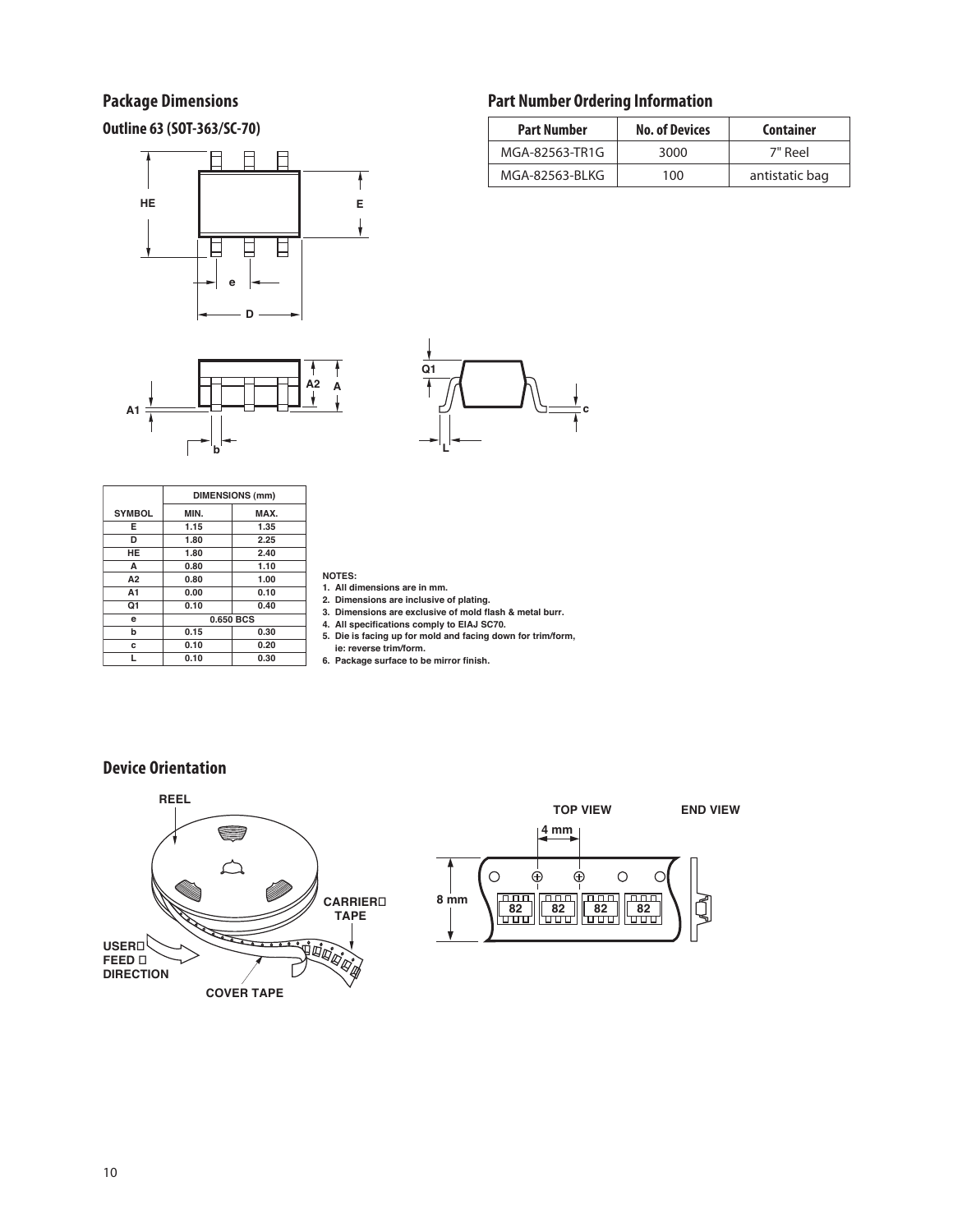## Package Dimensions

### Outline 63 (SOT-363/SC-70)

| SYMBOL | DIMENSIONS (mm) MIN. | MAX. |
|---|---|---|
| E | 1.15 | 1.35 |
| D | 1.80 | 2.25 |
| HE | 1.80 | 2.40 |
| A | 0.80 | 1.10 |
| A2 | 0.80 | 1.00 |
| A1 | 0.00 | 0.10 |
| Q1 | 0.10 | 0.40 |
| e | 0.650 BCS | |
| b | 0.15 | 0.30 |
| c | 0.10 | 0.20 |
| L | 0.10 | 0.30 |

NOTES:
1. All dimensions are in mm.
2. Dimensions are inclusive of plating.
3. Dimensions are exclusive of mold flash & metal burr.
4. All specifications comply to EIAJ SC70.
5. Die is facing up for mold and facing down for trim/form, ie: reverse trim/form.
6. Package surface to be mirror finish.

## Part Number Ordering Information

| Part Number | No. of Devices | Container |
|---|---|---|
| MGA-82563-TR1G | 3000 | 7" Reel |
| MGA-82563-BLKG | 100 | antistatic bag |

## Device Orientation

REEL

CARRIER TAPE

USER FEED DIRECTION

COVER TAPE

TOP VIEW

END VIEW

4 mm

8 mm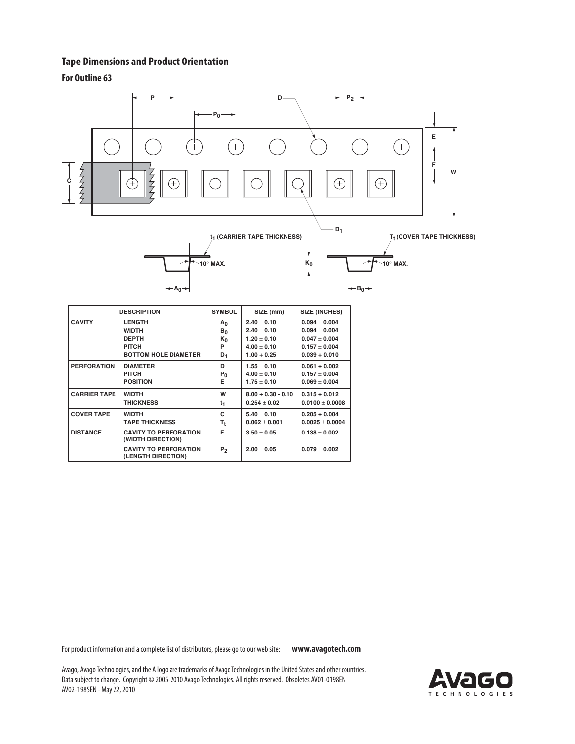## Tape Dimensions and Product Orientation

### For Outline 63

P

$P_0$

D

$P_2$

E

F

W

C

$D_1$

$t_1$ (CARRIER TAPE THICKNESS)

$T_t$ (COVER TAPE THICKNESS)

10° MAX.

$K_0$

10° MAX.

$A_0$

$B_0$

| DESCRIPTION | | SYMBOL | SIZE (mm) | SIZE (INCHES) |
|---|---|---|---|---|
| CAVITY | LENGTH | $A_0$ | 2.40 ± 0.10 | 0.094 ± 0.004 |
| | WIDTH | $B_0$ | 2.40 ± 0.10 | 0.094 ± 0.004 |
| | DEPTH | $K_0$ | 1.20 ± 0.10 | 0.047 ± 0.004 |
| | PITCH | P | 4.00 ± 0.10 | 0.157 ± 0.004 |
| | BOTTOM HOLE DIAMETER | $D_1$ | 1.00 + 0.25 | 0.039 + 0.010 |
| PERFORATION | DIAMETER | D | 1.55 ± 0.10 | 0.061 + 0.002 |
| | PITCH | $P_0$ | 4.00 ± 0.10 | 0.157 ± 0.004 |
| | POSITION | E | 1.75 ± 0.10 | 0.069 ± 0.004 |
| CARRIER TAPE | WIDTH | W | 8.00 + 0.30 - 0.10 | 0.315 + 0.012 |
| | THICKNESS | $t_1$ | 0.254 ± 0.02 | 0.0100 ± 0.0008 |
| COVER TAPE | WIDTH | C | 5.40 ± 0.10 | 0.205 + 0.004 |
| | TAPE THICKNESS | $T_t$ | 0.062 ± 0.001 | 0.0025 ± 0.0004 |
| DISTANCE | CAVITY TO PERFORATION (WIDTH DIRECTION) | F | 3.50 ± 0.05 | 0.138 ± 0.002 |
| | CAVITY TO PERFORATION (LENGTH DIRECTION) | $P_2$ | 2.00 ± 0.05 | 0.079 ± 0.002 |

For product information and a complete list of distributors, please go to our web site: **www.avagotech.com**

Avago, Avago Technologies, and the A logo are trademarks of Avago Technologies in the United States and other countries.
Data subject to change. Copyright © 2005-2010 Avago Technologies. All rights reserved. Obsoletes AV01-0198EN
AV02-1985EN - May 22, 2010